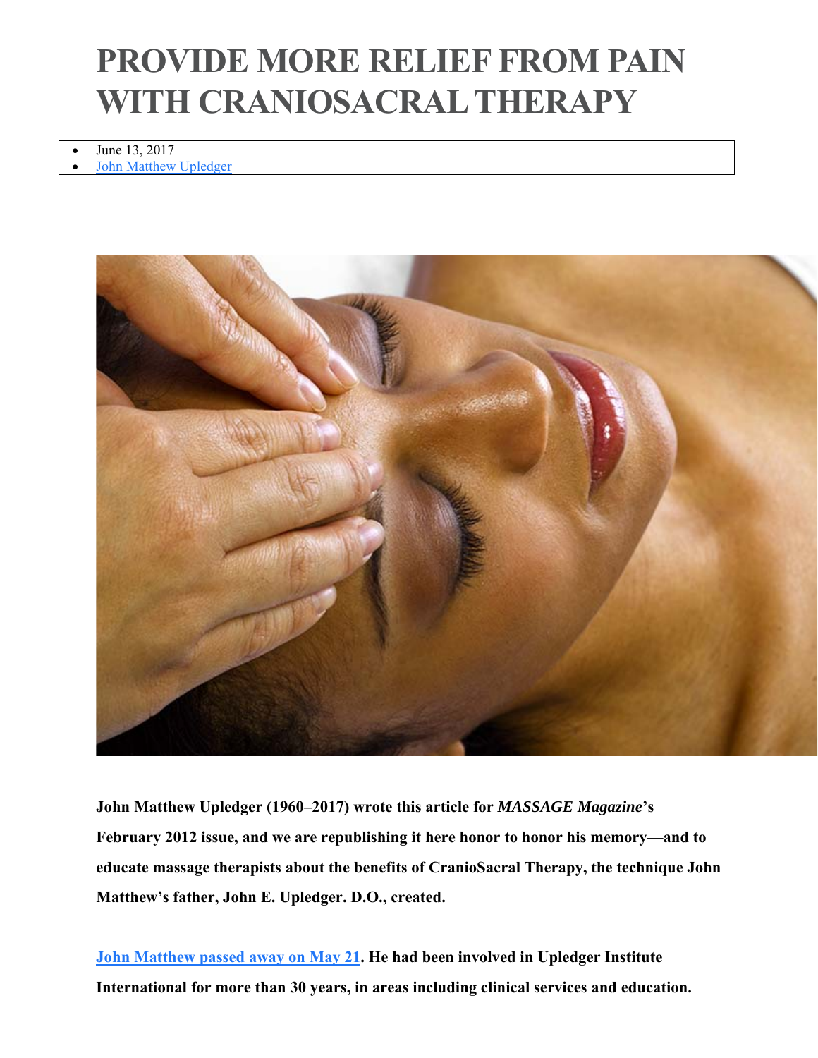# PROVIDE MORE RELIEF FROM PAIN WITH CRANIOSACRAL THERAPY

- June 13, 2017
- John Matthew Upledger

**John Matthew Upledger (1960–2017) wrote this article for *MASSAGE Magazine*'s February 2012 issue, and we are republishing it here honor to honor his memory—and to educate massage therapists about the benefits of CranioSacral Therapy, the technique John Matthew's father, John E. Upledger. D.O., created.**

**John Matthew passed away on May 21. He had been involved in Upledger Institute International for more than 30 years, in areas including clinical services and education.**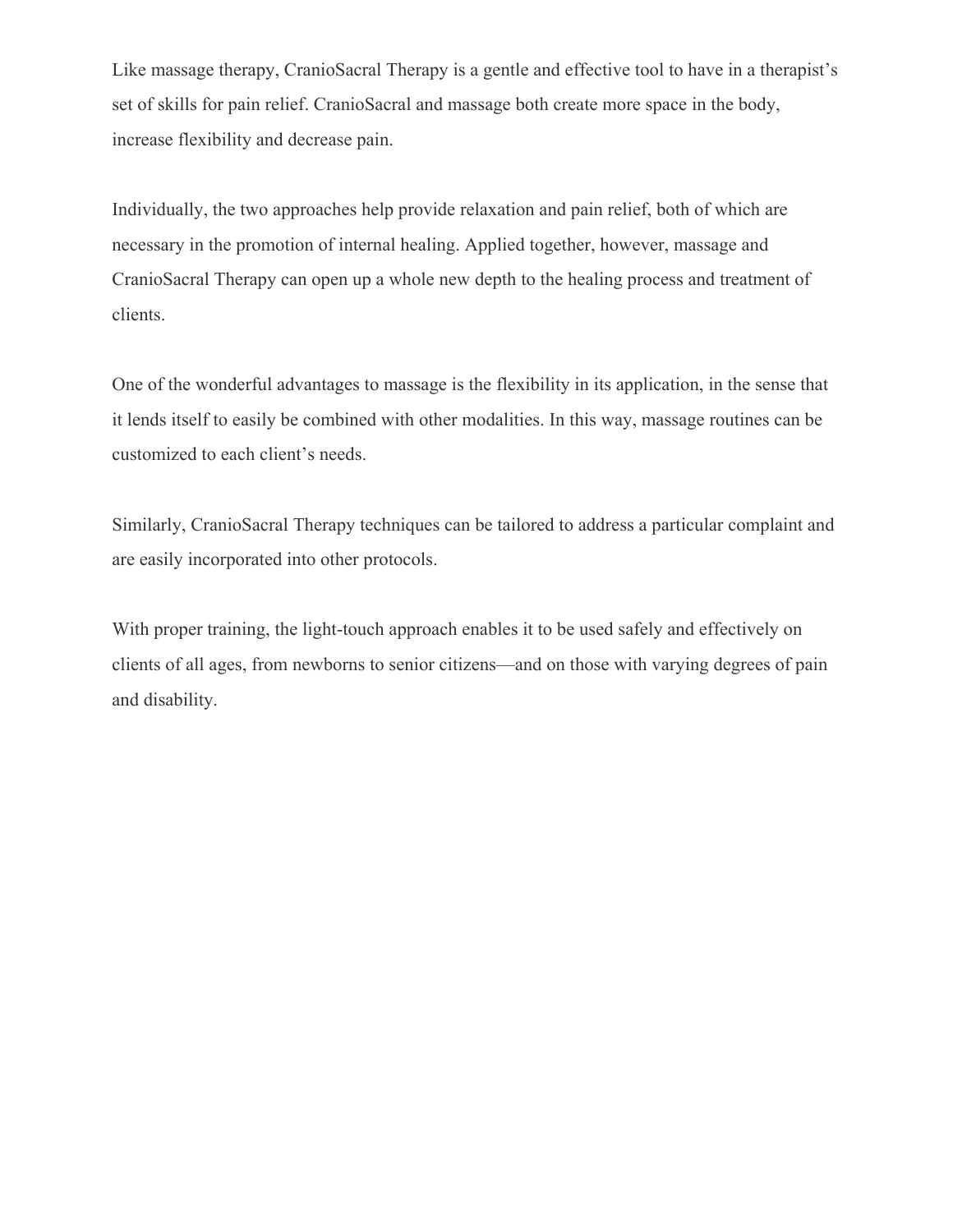Like massage therapy, CranioSacral Therapy is a gentle and effective tool to have in a therapist's set of skills for pain relief. CranioSacral and massage both create more space in the body, increase flexibility and decrease pain.

Individually, the two approaches help provide relaxation and pain relief, both of which are necessary in the promotion of internal healing. Applied together, however, massage and CranioSacral Therapy can open up a whole new depth to the healing process and treatment of clients.

One of the wonderful advantages to massage is the flexibility in its application, in the sense that it lends itself to easily be combined with other modalities. In this way, massage routines can be customized to each client's needs.

Similarly, CranioSacral Therapy techniques can be tailored to address a particular complaint and are easily incorporated into other protocols.

With proper training, the light-touch approach enables it to be used safely and effectively on clients of all ages, from newborns to senior citizens—and on those with varying degrees of pain and disability.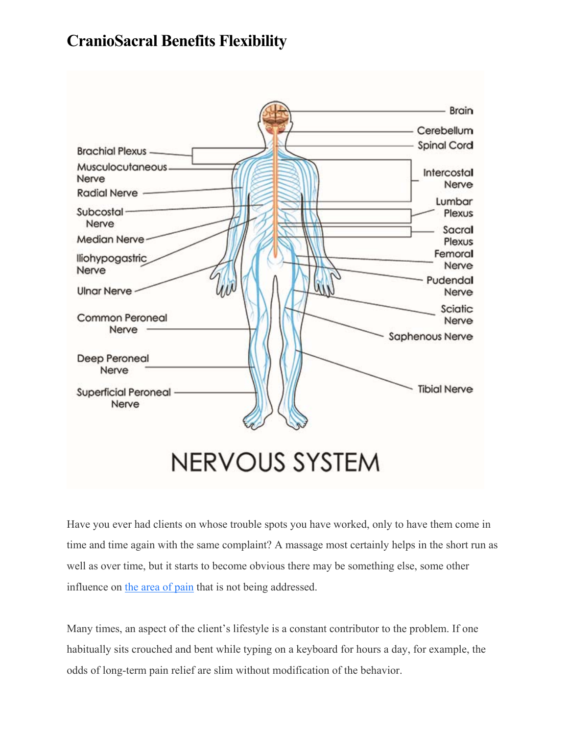# CranioSacral Benefits Flexibility

Have you ever had clients on whose trouble spots you have worked, only to have them come in time and time again with the same complaint? A massage most certainly helps in the short run as well as over time, but it starts to become obvious there may be something else, some other influence on the area of pain that is not being addressed.

Many times, an aspect of the client's lifestyle is a constant contributor to the problem. If one habitually sits crouched and bent while typing on a keyboard for hours a day, for example, the odds of long-term pain relief are slim without modification of the behavior.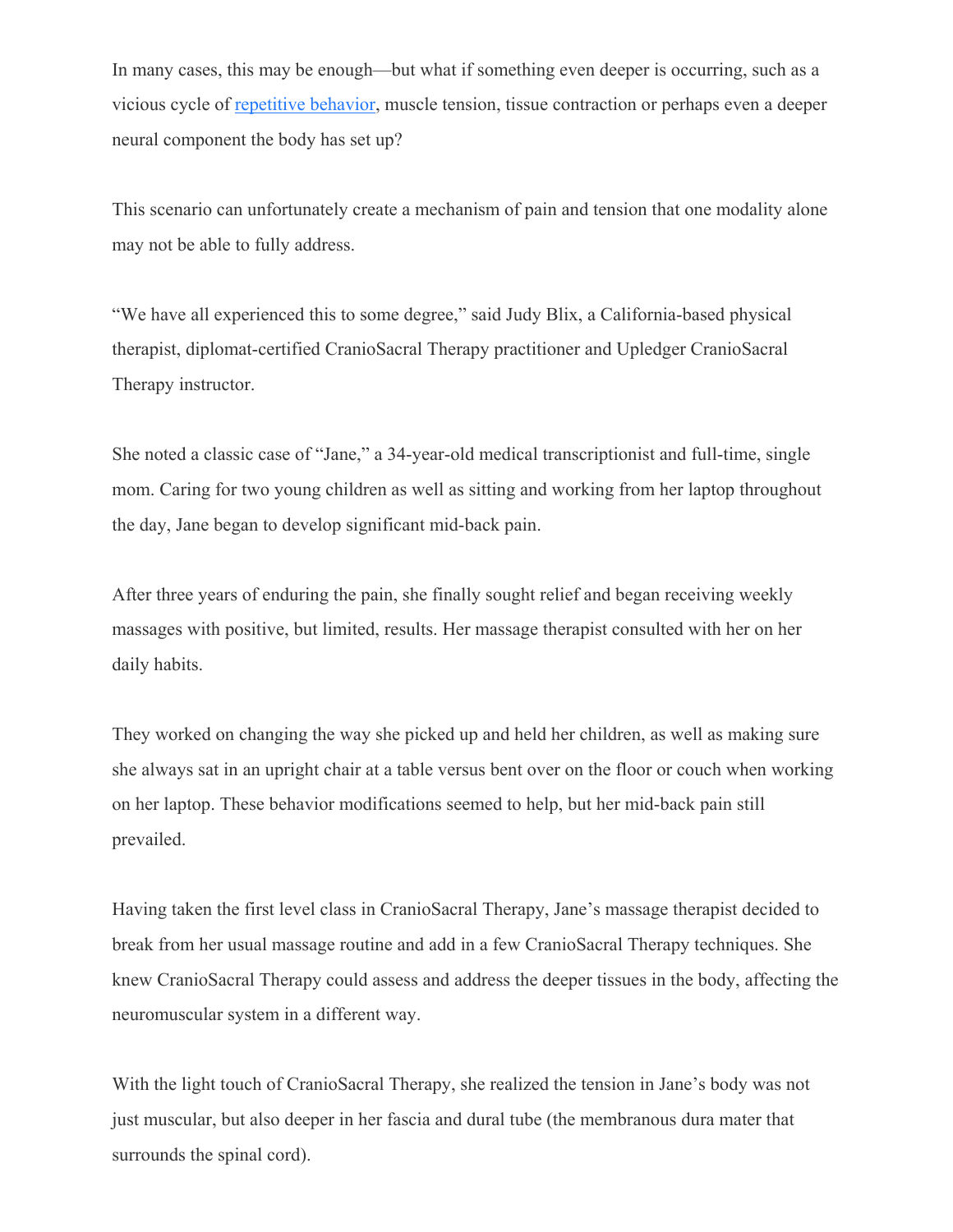In many cases, this may be enough—but what if something even deeper is occurring, such as a vicious cycle of repetitive behavior, muscle tension, tissue contraction or perhaps even a deeper neural component the body has set up?

This scenario can unfortunately create a mechanism of pain and tension that one modality alone may not be able to fully address.

“We have all experienced this to some degree,” said Judy Blix, a California-based physical therapist, diplomat-certified CranioSacral Therapy practitioner and Upledger CranioSacral Therapy instructor.

She noted a classic case of “Jane,” a 34-year-old medical transcriptionist and full-time, single mom. Caring for two young children as well as sitting and working from her laptop throughout the day, Jane began to develop significant mid-back pain.

After three years of enduring the pain, she finally sought relief and began receiving weekly massages with positive, but limited, results. Her massage therapist consulted with her on her daily habits.

They worked on changing the way she picked up and held her children, as well as making sure she always sat in an upright chair at a table versus bent over on the floor or couch when working on her laptop. These behavior modifications seemed to help, but her mid-back pain still prevailed.

Having taken the first level class in CranioSacral Therapy, Jane’s massage therapist decided to break from her usual massage routine and add in a few CranioSacral Therapy techniques. She knew CranioSacral Therapy could assess and address the deeper tissues in the body, affecting the neuromuscular system in a different way.

With the light touch of CranioSacral Therapy, she realized the tension in Jane’s body was not just muscular, but also deeper in her fascia and dural tube (the membranous dura mater that surrounds the spinal cord).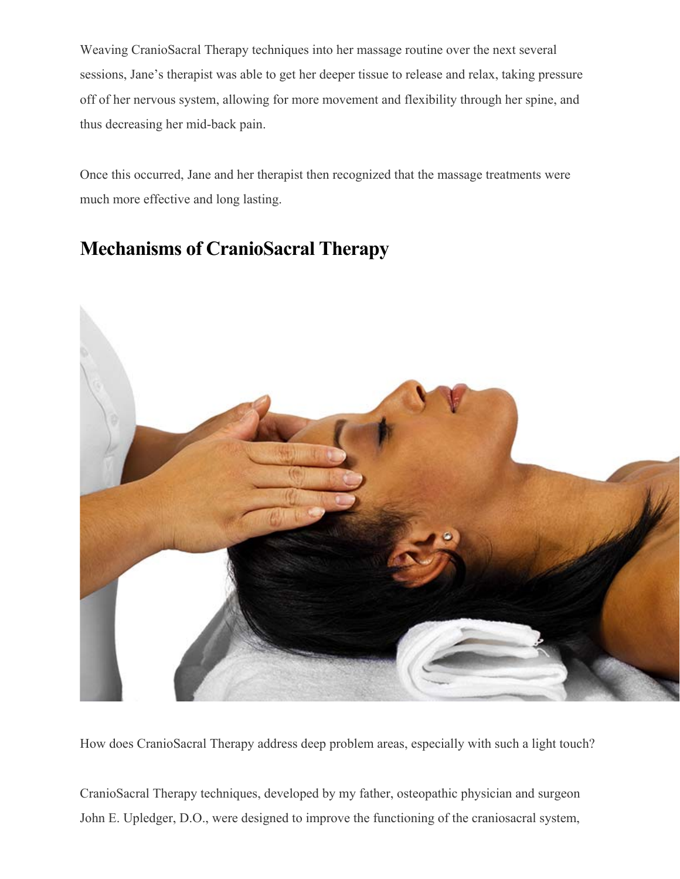Weaving CranioSacral Therapy techniques into her massage routine over the next several sessions, Jane's therapist was able to get her deeper tissue to release and relax, taking pressure off of her nervous system, allowing for more movement and flexibility through her spine, and thus decreasing her mid-back pain.

Once this occurred, Jane and her therapist then recognized that the massage treatments were much more effective and long lasting.

## Mechanisms of CranioSacral Therapy

How does CranioSacral Therapy address deep problem areas, especially with such a light touch?

CranioSacral Therapy techniques, developed by my father, osteopathic physician and surgeon John E. Upledger, D.O., were designed to improve the functioning of the craniosacral system,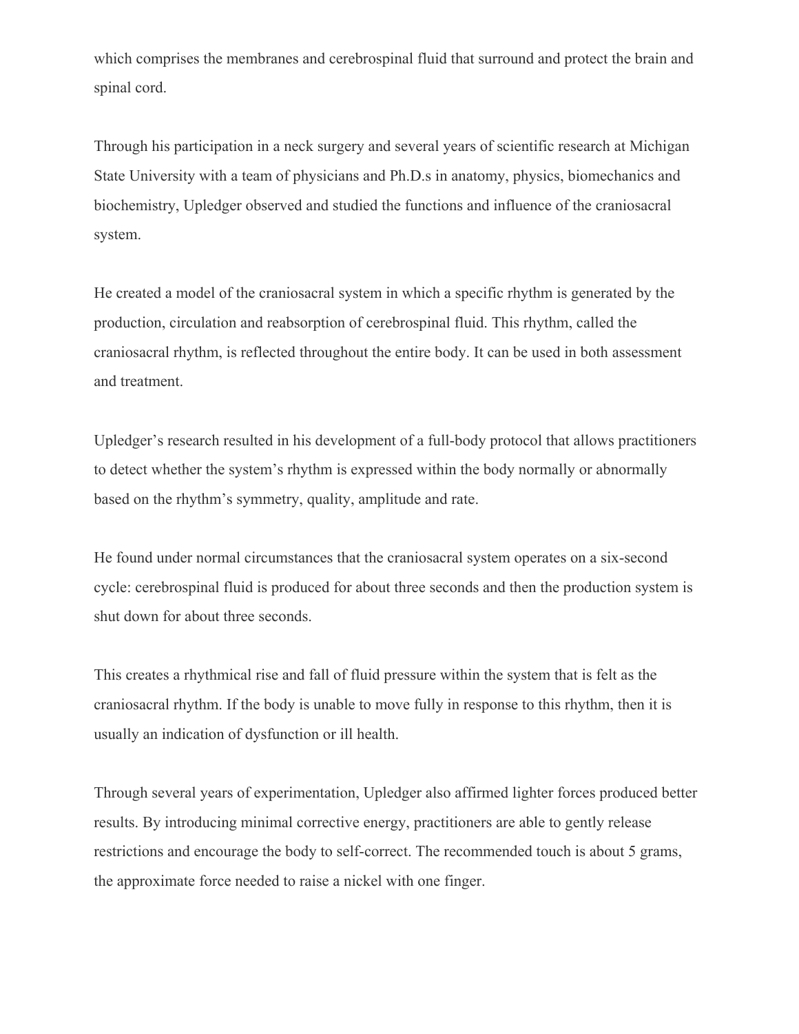which comprises the membranes and cerebrospinal fluid that surround and protect the brain and spinal cord.

Through his participation in a neck surgery and several years of scientific research at Michigan State University with a team of physicians and Ph.D.s in anatomy, physics, biomechanics and biochemistry, Upledger observed and studied the functions and influence of the craniosacral system.

He created a model of the craniosacral system in which a specific rhythm is generated by the production, circulation and reabsorption of cerebrospinal fluid. This rhythm, called the craniosacral rhythm, is reflected throughout the entire body. It can be used in both assessment and treatment.

Upledger's research resulted in his development of a full-body protocol that allows practitioners to detect whether the system's rhythm is expressed within the body normally or abnormally based on the rhythm's symmetry, quality, amplitude and rate.

He found under normal circumstances that the craniosacral system operates on a six-second cycle: cerebrospinal fluid is produced for about three seconds and then the production system is shut down for about three seconds.

This creates a rhythmical rise and fall of fluid pressure within the system that is felt as the craniosacral rhythm. If the body is unable to move fully in response to this rhythm, then it is usually an indication of dysfunction or ill health.

Through several years of experimentation, Upledger also affirmed lighter forces produced better results. By introducing minimal corrective energy, practitioners are able to gently release restrictions and encourage the body to self-correct. The recommended touch is about 5 grams, the approximate force needed to raise a nickel with one finger.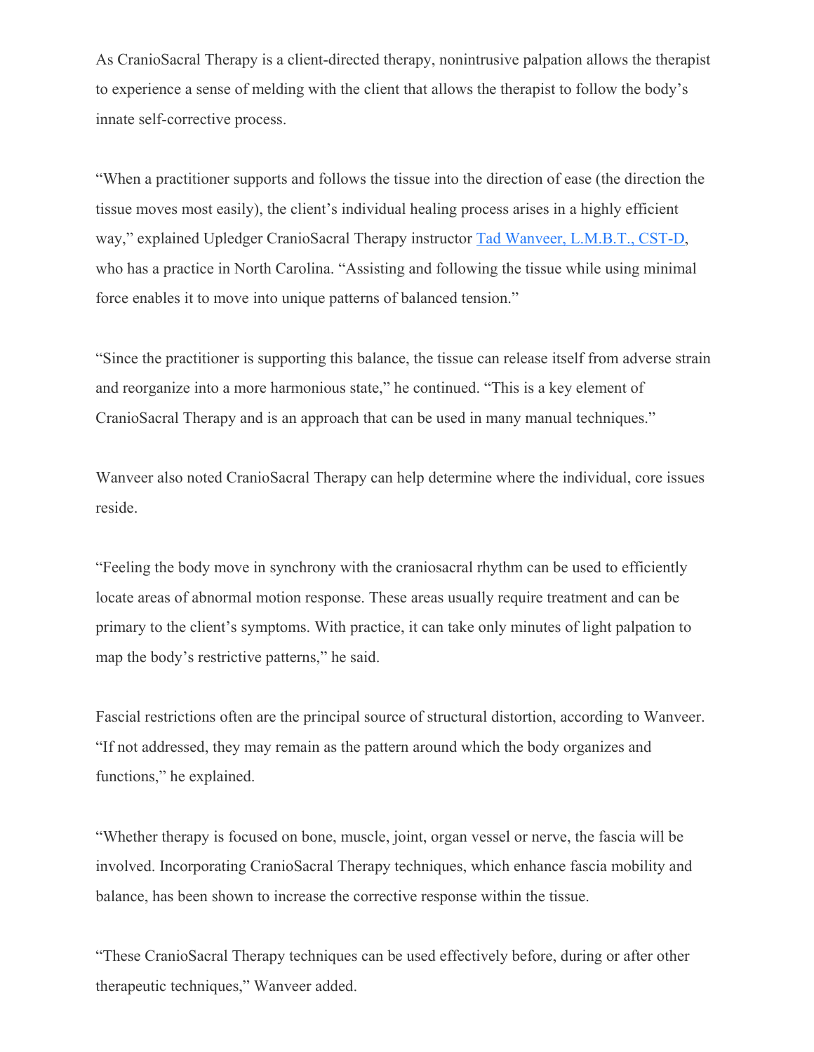As CranioSacral Therapy is a client-directed therapy, nonintrusive palpation allows the therapist to experience a sense of melding with the client that allows the therapist to follow the body's innate self-corrective process.

"When a practitioner supports and follows the tissue into the direction of ease (the direction the tissue moves most easily), the client's individual healing process arises in a highly efficient way," explained Upledger CranioSacral Therapy instructor Tad Wanveer, L.M.B.T., CST-D, who has a practice in North Carolina. "Assisting and following the tissue while using minimal force enables it to move into unique patterns of balanced tension."

"Since the practitioner is supporting this balance, the tissue can release itself from adverse strain and reorganize into a more harmonious state," he continued. "This is a key element of CranioSacral Therapy and is an approach that can be used in many manual techniques."

Wanveer also noted CranioSacral Therapy can help determine where the individual, core issues reside.

"Feeling the body move in synchrony with the craniosacral rhythm can be used to efficiently locate areas of abnormal motion response. These areas usually require treatment and can be primary to the client's symptoms. With practice, it can take only minutes of light palpation to map the body's restrictive patterns," he said.

Fascial restrictions often are the principal source of structural distortion, according to Wanveer. "If not addressed, they may remain as the pattern around which the body organizes and functions," he explained.

"Whether therapy is focused on bone, muscle, joint, organ vessel or nerve, the fascia will be involved. Incorporating CranioSacral Therapy techniques, which enhance fascia mobility and balance, has been shown to increase the corrective response within the tissue.

"These CranioSacral Therapy techniques can be used effectively before, during or after other therapeutic techniques," Wanveer added.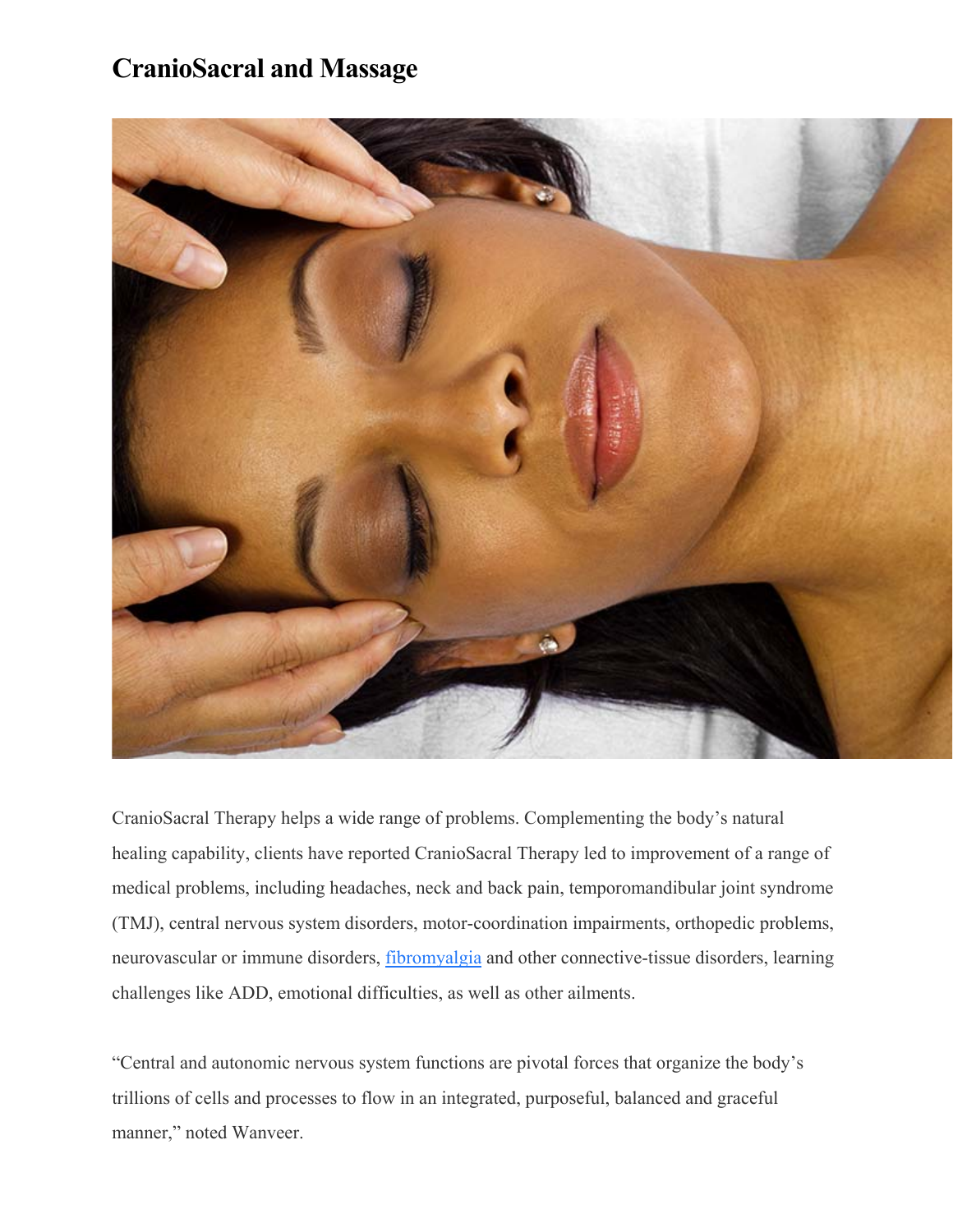# CranioSacral and Massage

CranioSacral Therapy helps a wide range of problems. Complementing the body's natural healing capability, clients have reported CranioSacral Therapy led to improvement of a range of medical problems, including headaches, neck and back pain, temporomandibular joint syndrome (TMJ), central nervous system disorders, motor-coordination impairments, orthopedic problems, neurovascular or immune disorders, fibromyalgia and other connective-tissue disorders, learning challenges like ADD, emotional difficulties, as well as other ailments.

"Central and autonomic nervous system functions are pivotal forces that organize the body's trillions of cells and processes to flow in an integrated, purposeful, balanced and graceful manner," noted Wanveer.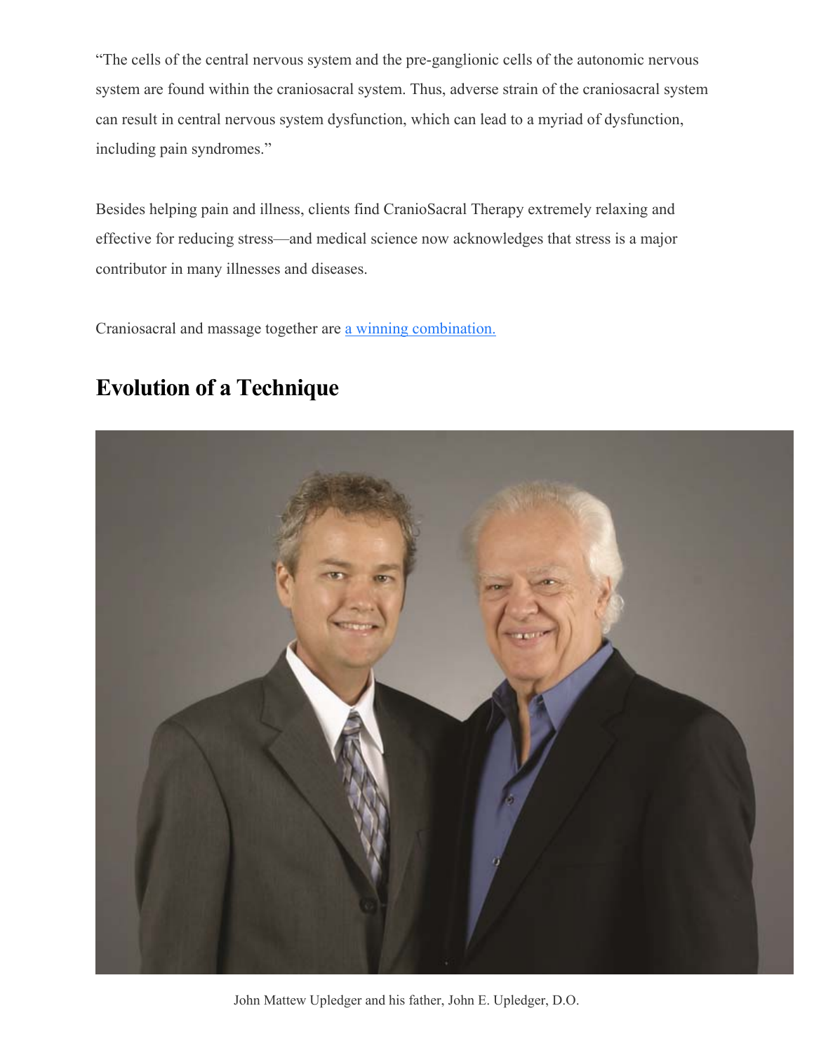"The cells of the central nervous system and the pre-ganglionic cells of the autonomic nervous system are found within the craniosacral system. Thus, adverse strain of the craniosacral system can result in central nervous system dysfunction, which can lead to a myriad of dysfunction, including pain syndromes."

Besides helping pain and illness, clients find CranioSacral Therapy extremely relaxing and effective for reducing stress—and medical science now acknowledges that stress is a major contributor in many illnesses and diseases.

Craniosacral and massage together are a winning combination.

## Evolution of a Technique

John Mattew Upledger and his father, John E. Upledger, D.O.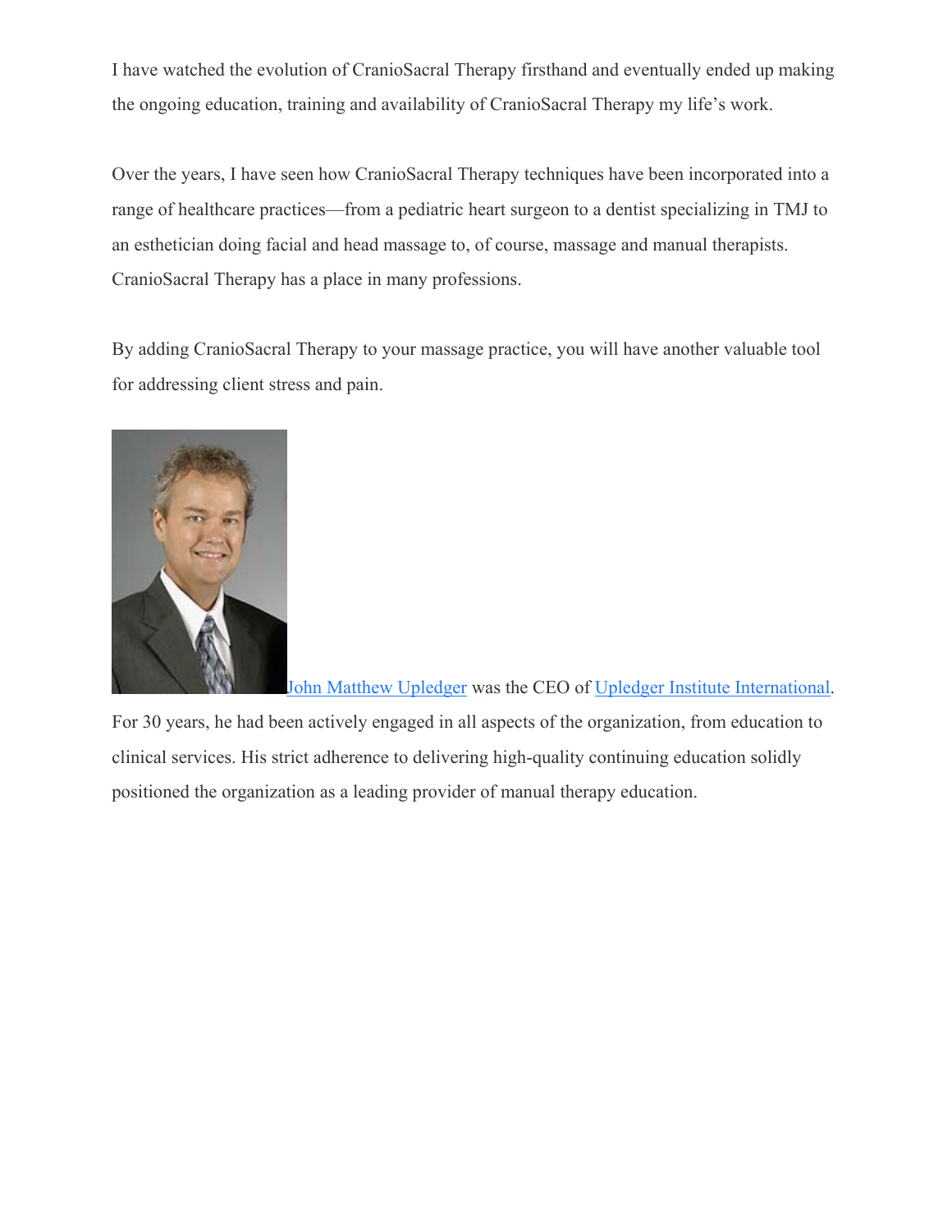I have watched the evolution of CranioSacral Therapy firsthand and eventually ended up making the ongoing education, training and availability of CranioSacral Therapy my life's work.

Over the years, I have seen how CranioSacral Therapy techniques have been incorporated into a range of healthcare practices—from a pediatric heart surgeon to a dentist specializing in TMJ to an esthetician doing facial and head massage to, of course, massage and manual therapists. CranioSacral Therapy has a place in many professions.

By adding CranioSacral Therapy to your massage practice, you will have another valuable tool for addressing client stress and pain.

[John Matthew Upledger](#) was the CEO of [Upledger Institute International](#). For 30 years, he had been actively engaged in all aspects of the organization, from education to clinical services. His strict adherence to delivering high-quality continuing education solidly positioned the organization as a leading provider of manual therapy education.